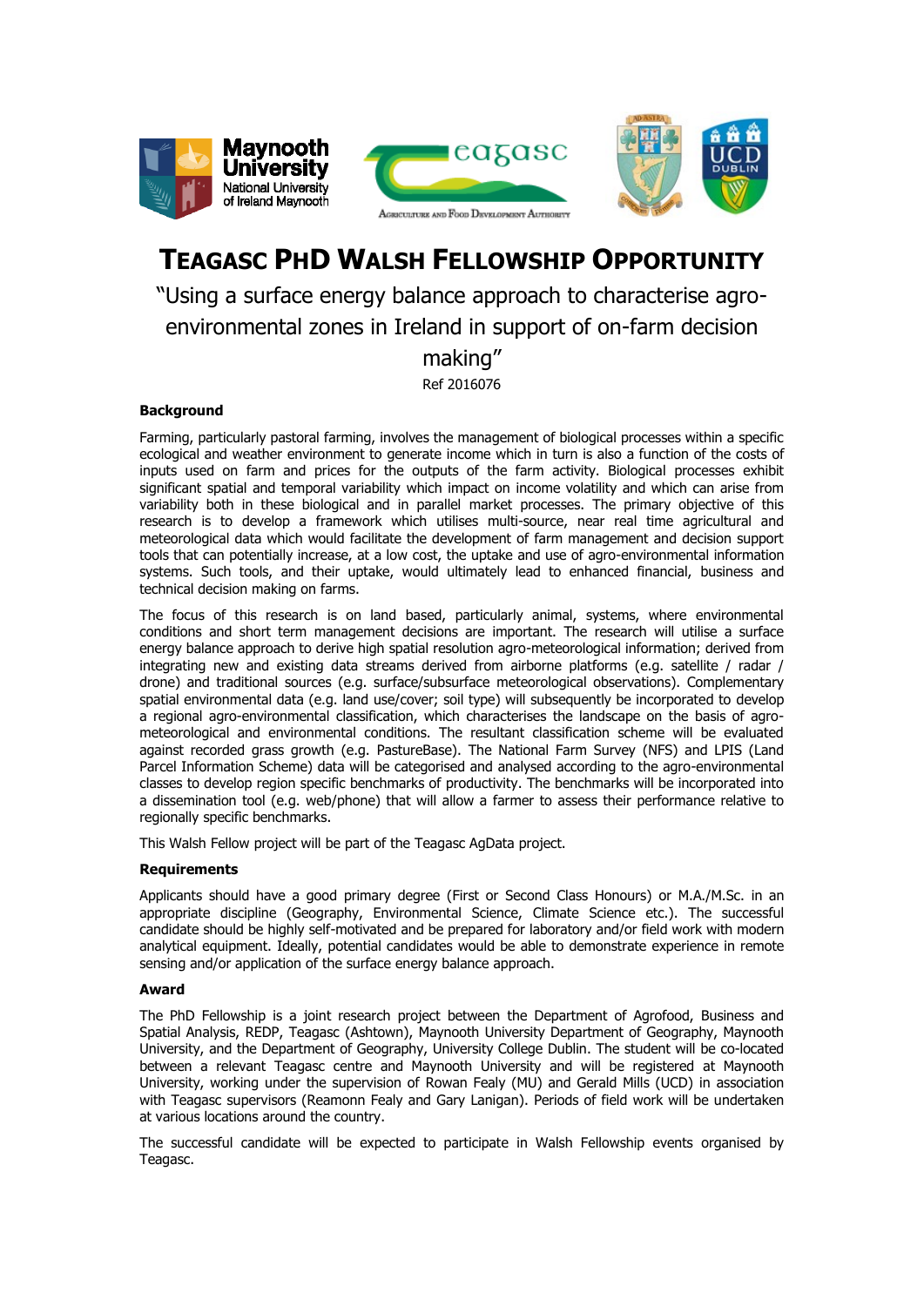# TEAGASC PHD WALSH FELLOWSHIP OPPORTUNITY

"Using a surface energy balance approach to characterise agro-environmental zones in Ireland in support of on-farm decision making"

Ref 2016076

**Background**

Farming, particularly pastoral farming, involves the management of biological processes within a specific ecological and weather environment to generate income which in turn is also a function of the costs of inputs used on farm and prices for the outputs of the farm activity. Biological processes exhibit significant spatial and temporal variability which impact on income volatility and which can arise from variability both in these biological and in parallel market processes. The primary objective of this research is to develop a framework which utilises multi-source, near real time agricultural and meteorological data which would facilitate the development of farm management and decision support tools that can potentially increase, at a low cost, the uptake and use of agro-environmental information systems. Such tools, and their uptake, would ultimately lead to enhanced financial, business and technical decision making on farms.

The focus of this research is on land based, particularly animal, systems, where environmental conditions and short term management decisions are important. The research will utilise a surface energy balance approach to derive high spatial resolution agro-meteorological information; derived from integrating new and existing data streams derived from airborne platforms (e.g. satellite / radar / drone) and traditional sources (e.g. surface/subsurface meteorological observations). Complementary spatial environmental data (e.g. land use/cover; soil type) will subsequently be incorporated to develop a regional agro-environmental classification, which characterises the landscape on the basis of agro-meteorological and environmental conditions. The resultant classification scheme will be evaluated against recorded grass growth (e.g. PastureBase). The National Farm Survey (NFS) and LPIS (Land Parcel Information Scheme) data will be categorised and analysed according to the agro-environmental classes to develop region specific benchmarks of productivity. The benchmarks will be incorporated into a dissemination tool (e.g. web/phone) that will allow a farmer to assess their performance relative to regionally specific benchmarks.

This Walsh Fellow project will be part of the Teagasc AgData project.

**Requirements**

Applicants should have a good primary degree (First or Second Class Honours) or M.A./M.Sc. in an appropriate discipline (Geography, Environmental Science, Climate Science etc.). The successful candidate should be highly self-motivated and be prepared for laboratory and/or field work with modern analytical equipment. Ideally, potential candidates would be able to demonstrate experience in remote sensing and/or application of the surface energy balance approach.

**Award**

The PhD Fellowship is a joint research project between the Department of Agrofood, Business and Spatial Analysis, REDP, Teagasc (Ashtown), Maynooth University Department of Geography, Maynooth University, and the Department of Geography, University College Dublin. The student will be co-located between a relevant Teagasc centre and Maynooth University and will be registered at Maynooth University, working under the supervision of Rowan Fealy (MU) and Gerald Mills (UCD) in association with Teagasc supervisors (Reamonn Fealy and Gary Lanigan). Periods of field work will be undertaken at various locations around the country.

The successful candidate will be expected to participate in Walsh Fellowship events organised by Teagasc.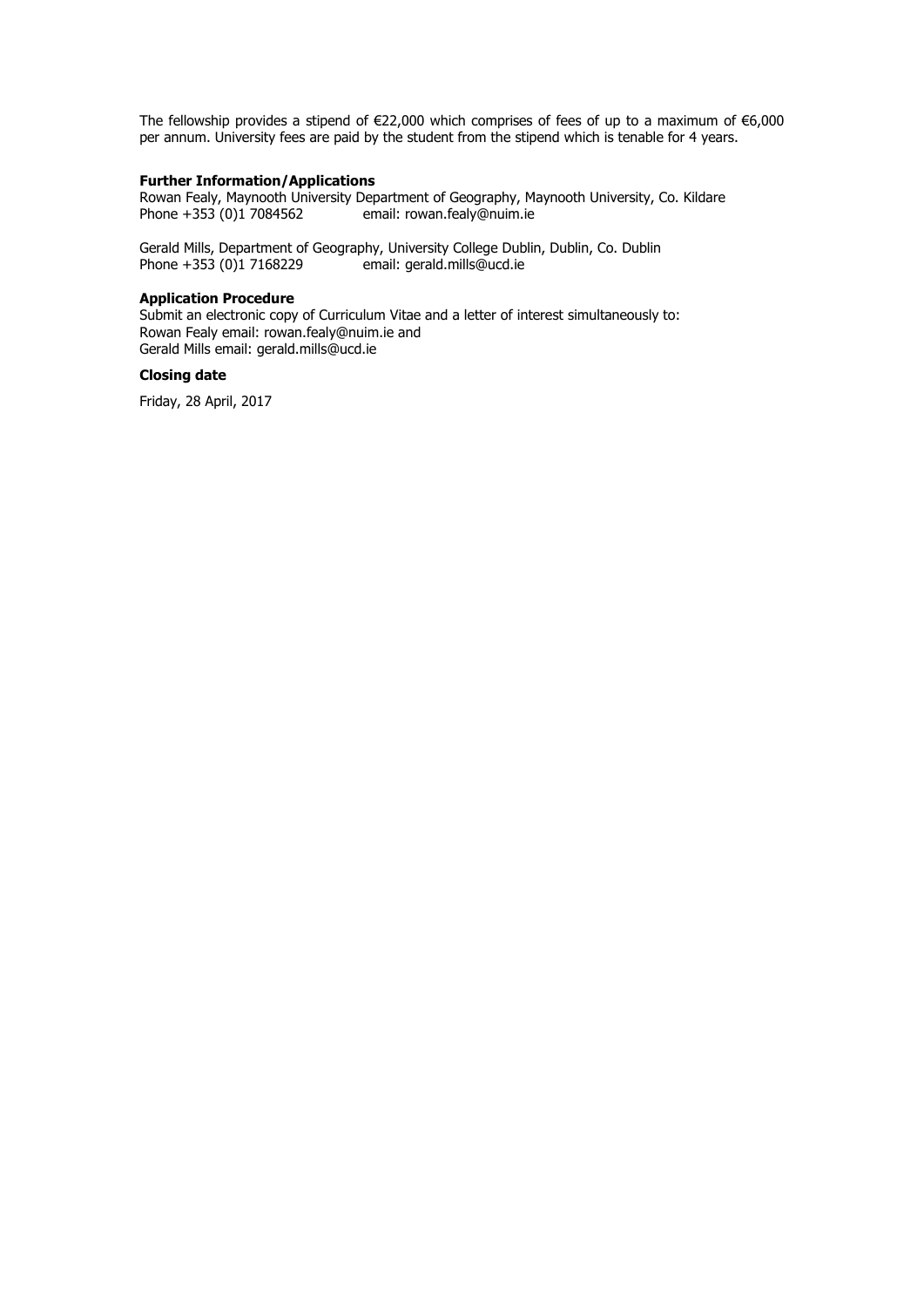The fellowship provides a stipend of €22,000 which comprises of fees of up to a maximum of €6,000 per annum. University fees are paid by the student from the stipend which is tenable for 4 years.

**Further Information/Applications**

Rowan Fealy, Maynooth University Department of Geography, Maynooth University, Co. Kildare
Phone +353 (0)1 7084562 email: rowan.fealy@nuim.ie

Gerald Mills, Department of Geography, University College Dublin, Dublin, Co. Dublin
Phone +353 (0)1 7168229 email: gerald.mills@ucd.ie

**Application Procedure**

Submit an electronic copy of Curriculum Vitae and a letter of interest simultaneously to:
Rowan Fealy email: rowan.fealy@nuim.ie and
Gerald Mills email: gerald.mills@ucd.ie

**Closing date**

Friday, 28 April, 2017